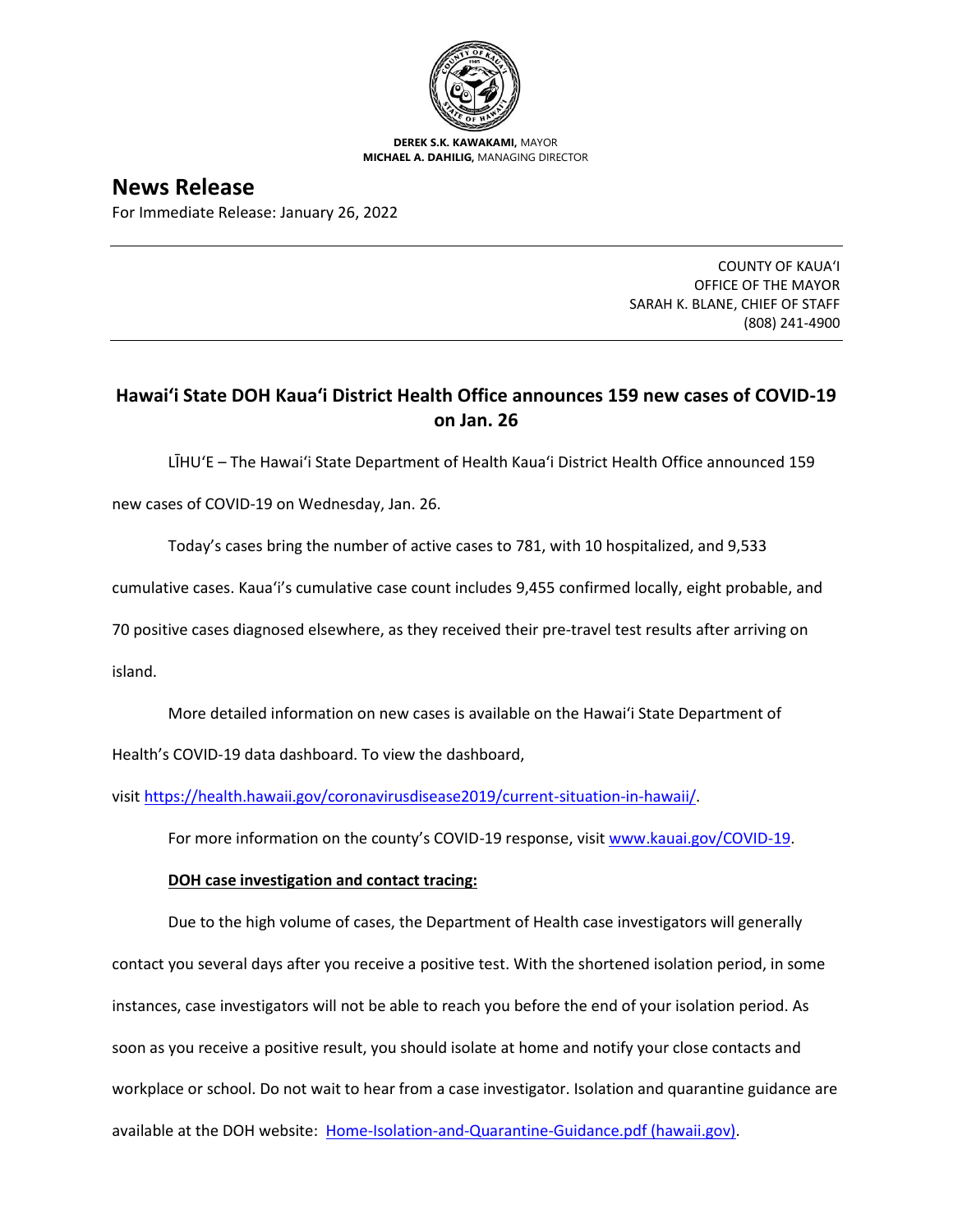**DEREK S.K. KAWAKAMI,** MAYOR
**MICHAEL A. DAHILIG,** MANAGING DIRECTOR

# News Release

For Immediate Release: January 26, 2022

COUNTY OF KAUAʻI
OFFICE OF THE MAYOR
SARAH K. BLANE, CHIEF OF STAFF
(808) 241-4900

## Hawaiʻi State DOH Kauaʻi District Health Office announces 159 new cases of COVID-19 on Jan. 26

LĪHUʻE – The Hawaiʻi State Department of Health Kauaʻi District Health Office announced 159 new cases of COVID-19 on Wednesday, Jan. 26.

Today's cases bring the number of active cases to 781, with 10 hospitalized, and 9,533 cumulative cases. Kauaʻi's cumulative case count includes 9,455 confirmed locally, eight probable, and 70 positive cases diagnosed elsewhere, as they received their pre-travel test results after arriving on island.

More detailed information on new cases is available on the Hawaiʻi State Department of Health's COVID-19 data dashboard. To view the dashboard, visit [https://health.hawaii.gov/coronavirusdisease2019/current-situation-in-hawaii/](https://health.hawaii.gov/coronavirusdisease2019/current-situation-in-hawaii/).

For more information on the county's COVID-19 response, visit [www.kauai.gov/COVID-19](http://www.kauai.gov/COVID-19).

**DOH case investigation and contact tracing:**

Due to the high volume of cases, the Department of Health case investigators will generally contact you several days after you receive a positive test. With the shortened isolation period, in some instances, case investigators will not be able to reach you before the end of your isolation period. As soon as you receive a positive result, you should isolate at home and notify your close contacts and workplace or school. Do not wait to hear from a case investigator. Isolation and quarantine guidance are available at the DOH website: Home-Isolation-and-Quarantine-Guidance.pdf (hawaii.gov).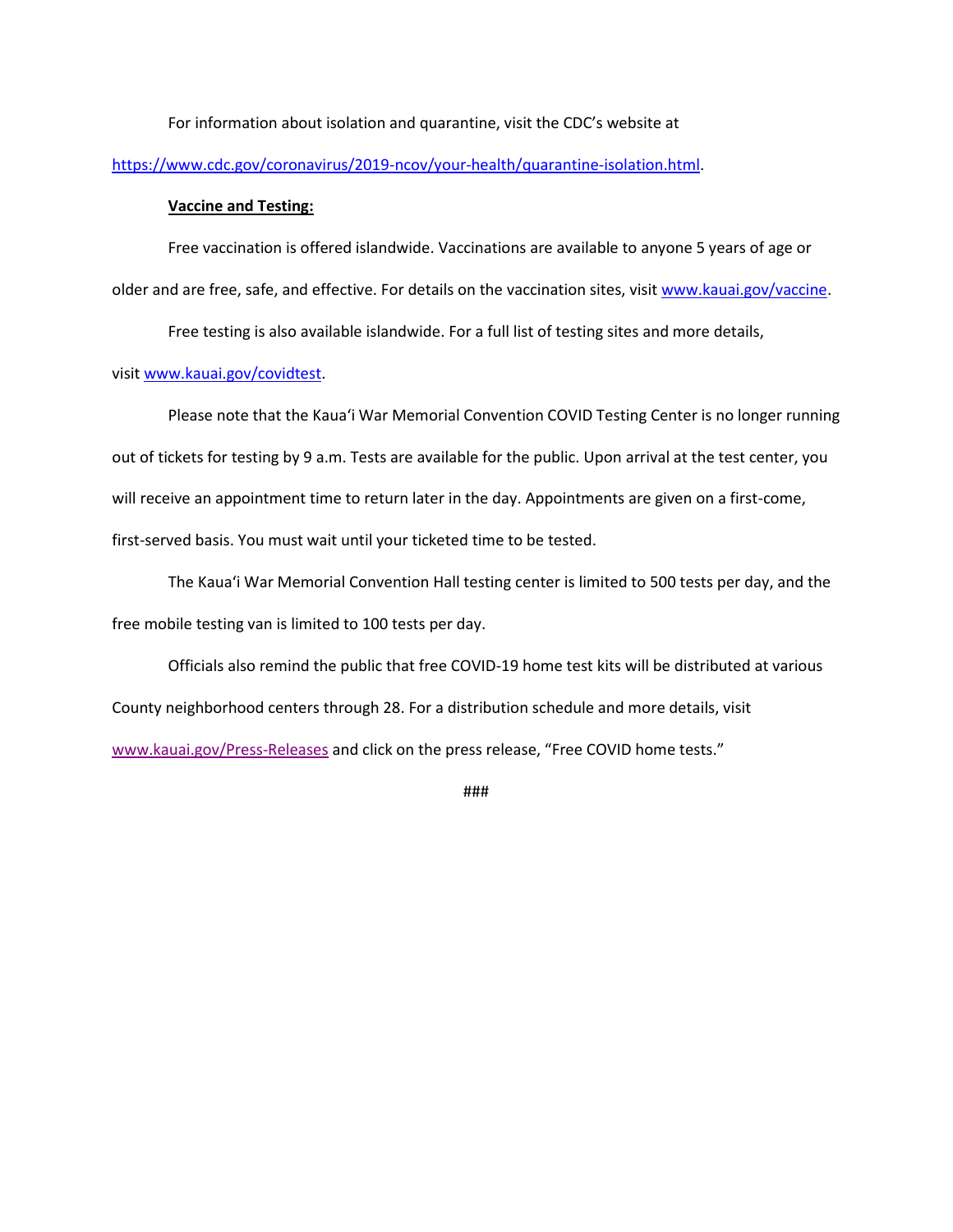For information about isolation and quarantine, visit the CDC's website at https://www.cdc.gov/coronavirus/2019-ncov/your-health/quarantine-isolation.html.

**Vaccine and Testing:**

Free vaccination is offered islandwide. Vaccinations are available to anyone 5 years of age or older and are free, safe, and effective. For details on the vaccination sites, visit www.kauai.gov/vaccine.

Free testing is also available islandwide. For a full list of testing sites and more details, visit www.kauai.gov/covidtest.

Please note that the Kaua'i War Memorial Convention COVID Testing Center is no longer running out of tickets for testing by 9 a.m. Tests are available for the public. Upon arrival at the test center, you will receive an appointment time to return later in the day. Appointments are given on a first-come, first-served basis. You must wait until your ticketed time to be tested.

The Kaua'i War Memorial Convention Hall testing center is limited to 500 tests per day, and the free mobile testing van is limited to 100 tests per day.

Officials also remind the public that free COVID-19 home test kits will be distributed at various County neighborhood centers through 28. For a distribution schedule and more details, visit www.kauai.gov/Press-Releases and click on the press release, "Free COVID home tests."

###